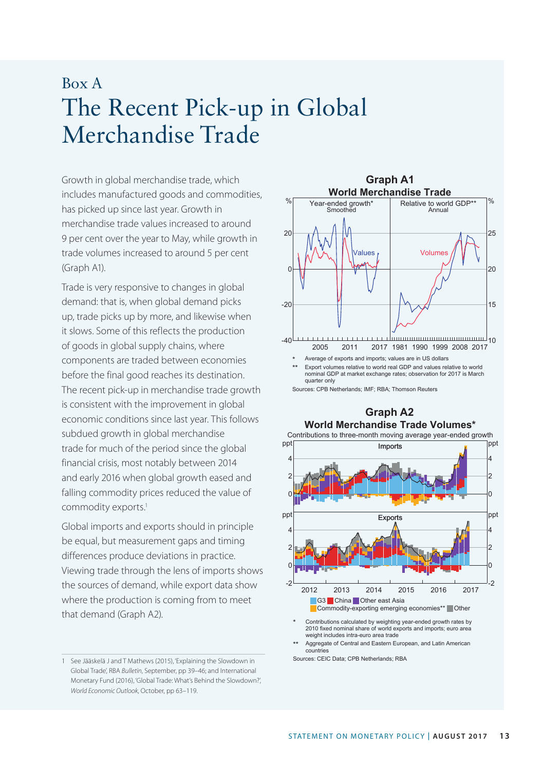# Box A
# The Recent Pick-up in Global Merchandise Trade

Growth in global merchandise trade, which includes manufactured goods and commodities, has picked up since last year. Growth in merchandise trade values increased to around 9 per cent over the year to May, while growth in trade volumes increased to around 5 per cent (Graph A1).

Trade is very responsive to changes in global demand: that is, when global demand picks up, trade picks up by more, and likewise when it slows. Some of this reflects the production of goods in global supply chains, where components are traded between economies before the final good reaches its destination. The recent pick-up in merchandise trade growth is consistent with the improvement in global economic conditions since last year. This follows subdued growth in global merchandise trade for much of the period since the global financial crisis, most notably between 2014 and early 2016 when global growth eased and falling commodity prices reduced the value of commodity exports.[1]

Global imports and exports should in principle be equal, but measurement gaps and timing differences produce deviations in practice. Viewing trade through the lens of imports shows the sources of demand, while export data show where the production is coming from to meet that demand (Graph A2).

**Graph A1**
**World Merchandise Trade**

\* Average of exports and imports; values are in US dollars

\*\* Export volumes relative to world real GDP and values relative to world nominal GDP at market exchange rates; observation for 2017 is March quarter only

Sources: CPB Netherlands; IMF; RBA; Thomson Reuters

**Graph A2**
**World Merchandise Trade Volumes\***
Contributions to three-month moving average year-ended growth

\* Contributions calculated by weighting year-ended growth rates by 2010 fixed nominal share of world exports and imports; euro area weight includes intra-euro area trade

\*\* Aggregate of Central and Eastern European, and Latin American countries

Sources: CEIC Data; CPB Netherlands; RBA

---

1 See Jääskelä J and T Mathews (2015), 'Explaining the Slowdown in Global Trade', RBA *Bulletin*, September, pp 39–46; and International Monetary Fund (2016), 'Global Trade: What's Behind the Slowdown?', *World Economic Outlook*, October, pp 63–119.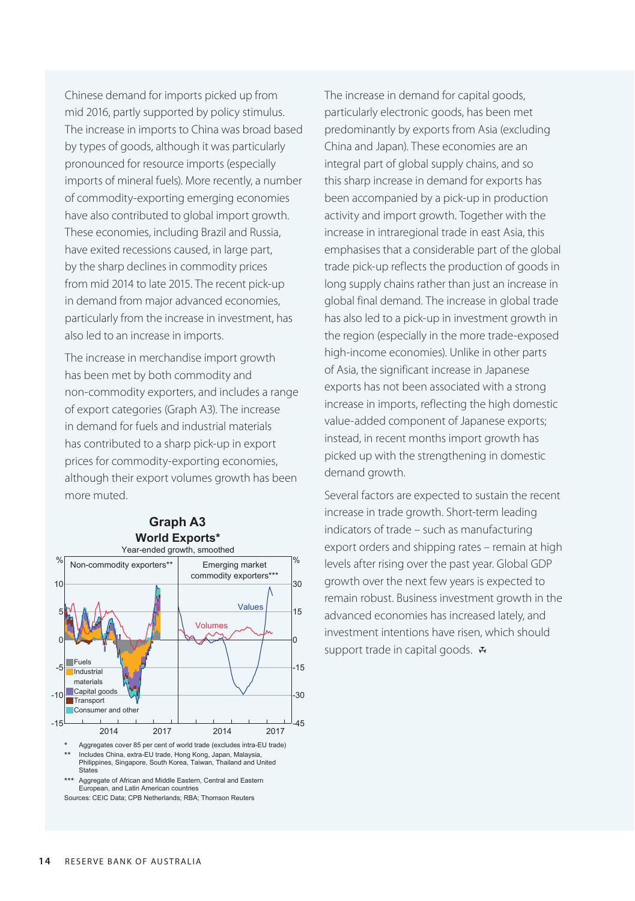Chinese demand for imports picked up from mid 2016, partly supported by policy stimulus. The increase in imports to China was broad based by types of goods, although it was particularly pronounced for resource imports (especially imports of mineral fuels). More recently, a number of commodity-exporting emerging economies have also contributed to global import growth. These economies, including Brazil and Russia, have exited recessions caused, in large part, by the sharp declines in commodity prices from mid 2014 to late 2015. The recent pick-up in demand from major advanced economies, particularly from the increase in investment, has also led to an increase in imports.

The increase in merchandise import growth has been met by both commodity and non-commodity exporters, and includes a range of export categories (Graph A3). The increase in demand for fuels and industrial materials has contributed to a sharp pick-up in export prices for commodity-exporting economies, although their export volumes growth has been more muted.

**Graph A3**
**World Exports***
Year-ended growth, smoothed

Non-commodity exporters**
Emerging market commodity exporters***

% 10 5 0 -5 -10 -15
% 30 15 0 -15 -30 -45

Values
Volumes

Fuels
Industrial materials
Capital goods
Transport
Consumer and other

2014 2017 2014 2017

\* Aggregates cover 85 per cent of world trade (excludes intra-EU trade)
\*\* Includes China, extra-EU trade, Hong Kong, Japan, Malaysia, Philippines, Singapore, South Korea, Taiwan, Thailand and United States
\*\*\* Aggregate of African and Middle Eastern, Central and Eastern European, and Latin American countries

Sources: CEIC Data; CPB Netherlands; RBA; Thomson Reuters

The increase in demand for capital goods, particularly electronic goods, has been met predominantly by exports from Asia (excluding China and Japan). These economies are an integral part of global supply chains, and so this sharp increase in demand for exports has been accompanied by a pick-up in production activity and import growth. Together with the increase in intraregional trade in east Asia, this emphasises that a considerable part of the global trade pick-up reflects the production of goods in long supply chains rather than just an increase in global final demand. The increase in global trade has also led to a pick-up in investment growth in the region (especially in the more trade-exposed high-income economies). Unlike in other parts of Asia, the significant increase in Japanese exports has not been associated with a strong increase in imports, reflecting the high domestic value-added component of Japanese exports; instead, in recent months import growth has picked up with the strengthening in domestic demand growth.

Several factors are expected to sustain the recent increase in trade growth. Short-term leading indicators of trade – such as manufacturing export orders and shipping rates – remain at high levels after rising over the past year. Global GDP growth over the next few years is expected to remain robust. Business investment growth in the advanced economies has increased lately, and investment intentions have risen, which should support trade in capital goods.